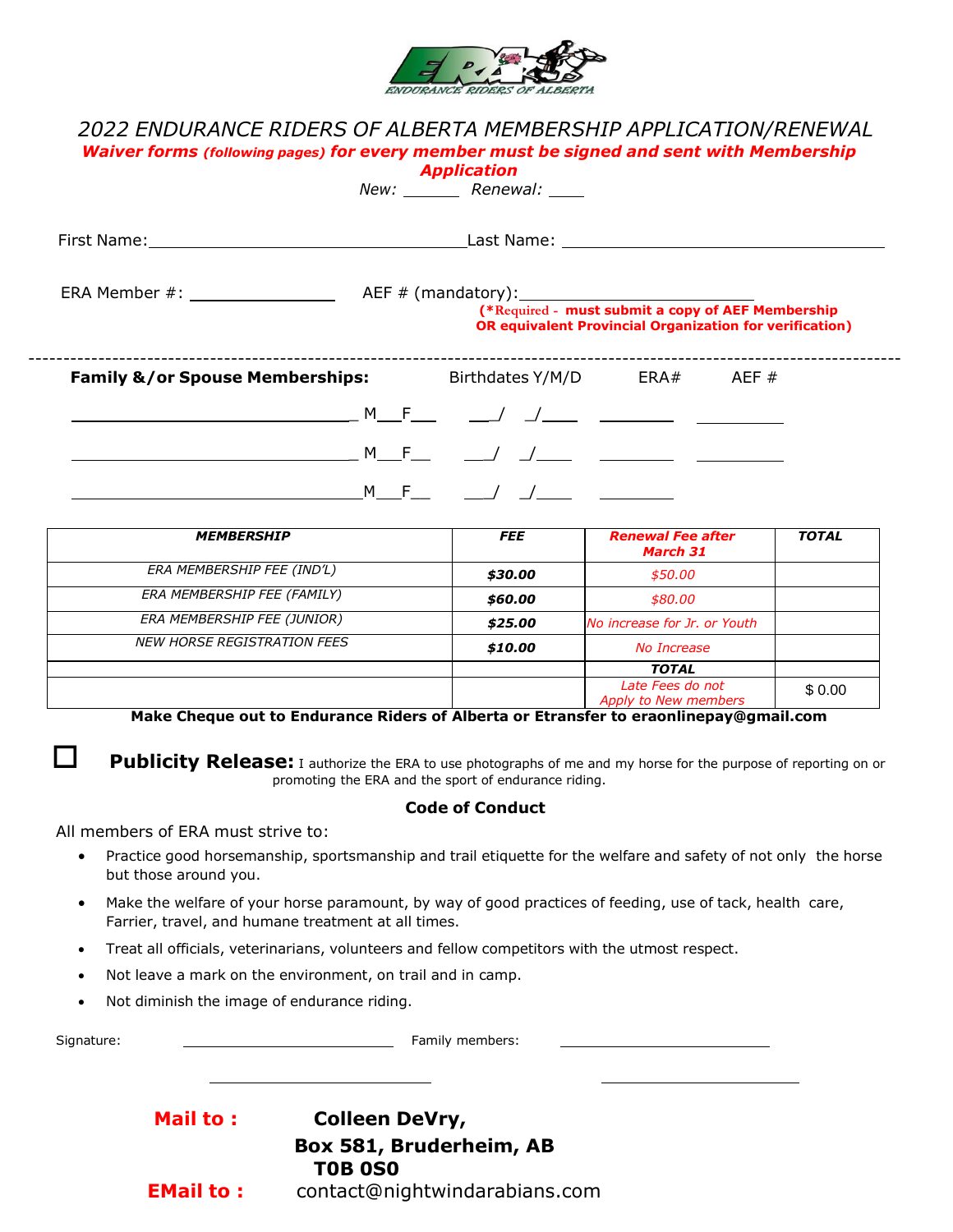ENDURANCE RIDERS OF ALBERTA

# 2022 ENDURANCE RIDERS OF ALBERTA MEMBERSHIP APPLICATION/RENEWAL

**Waiver forms (following pages) for every member must be signed and sent with Membership Application**

New: ______ Renewal: ____

First Name: ________________________________ Last Name: ________________________________

ERA Member #: ______________ AEF # (mandatory): ______________________

**(\*Required - must submit a copy of AEF Membership OR equivalent Provincial Organization for verification)**

---

**Family &/or Spouse Memberships:** Birthdates Y/M/D ERA# AEF #

____________________________ M\_\_F\_\_ \_\_/ \_/\_\_\_ ________ ________

____________________________ M\_\_F\_\_ \_\_/ \_/\_\_\_ ________ ________

____________________________ M\_\_F\_\_ \_\_/ \_/\_\_\_ ________

| *MEMBERSHIP* | *FEE* | *Renewal Fee after March 31* | *TOTAL* |
|---|---|---|---|
| *ERA MEMBERSHIP FEE (IND'L)* | ***$30.00*** | *$50.00* | |
| *ERA MEMBERSHIP FEE (FAMILY)* | ***$60.00*** | *$80.00* | |
| *ERA MEMBERSHIP FEE (JUNIOR)* | ***$25.00*** | *No increase for Jr. or Youth* | |
| *NEW HORSE REGISTRATION FEES* | ***$10.00*** | *No Increase* | |
| | | ***TOTAL*** | |
| | | *Late Fees do not Apply to New members* | $ 0.00 |

**Make Cheque out to Endurance Riders of Alberta or Etransfer to eraonlinepay@gmail.com**

☐ **Publicity Release:** I authorize the ERA to use photographs of me and my horse for the purpose of reporting on or promoting the ERA and the sport of endurance riding.

## Code of Conduct

All members of ERA must strive to:

- Practice good horsemanship, sportsmanship and trail etiquette for the welfare and safety of not only the horse but those around you.
- Make the welfare of your horse paramount, by way of good practices of feeding, use of tack, health care, Farrier, travel, and humane treatment at all times.
- Treat all officials, veterinarians, volunteers and fellow competitors with the utmost respect.
- Not leave a mark on the environment, on trail and in camp.
- Not diminish the image of endurance riding.

Signature: ________________________ Family members: ________________________

________________________ ________________________

**Mail to :** **Colleen DeVry,**
**Box 581, Bruderheim, AB**
**T0B 0S0**

**EMail to :** contact@nightwindarabians.com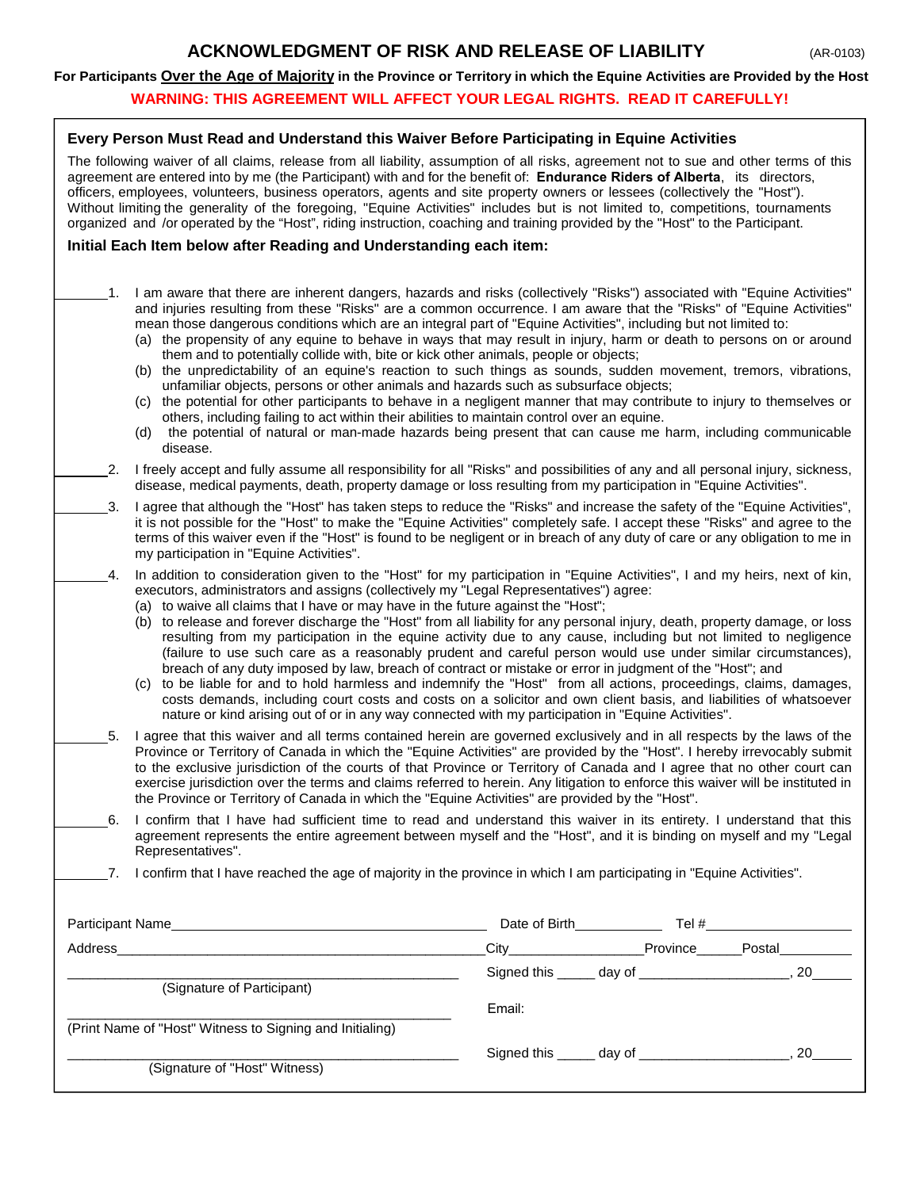# ACKNOWLEDGMENT OF RISK AND RELEASE OF LIABILITY

(AR-0103)

**For Participants Over the Age of Majority in the Province or Territory in which the Equine Activities are Provided by the Host**

**WARNING: THIS AGREEMENT WILL AFFECT YOUR LEGAL RIGHTS. READ IT CAREFULLY!**

**Every Person Must Read and Understand this Waiver Before Participating in Equine Activities**

The following waiver of all claims, release from all liability, assumption of all risks, agreement not to sue and other terms of this agreement are entered into by me (the Participant) with and for the benefit of: **Endurance Riders of Alberta**, its directors, officers, employees, volunteers, business operators, agents and site property owners or lessees (collectively the "Host"). Without limiting the generality of the foregoing, "Equine Activities" includes but is not limited to, competitions, tournaments organized and /or operated by the "Host", riding instruction, coaching and training provided by the "Host" to the Participant.

**Initial Each Item below after Reading and Understanding each item:**

_______1. I am aware that there are inherent dangers, hazards and risks (collectively "Risks") associated with "Equine Activities" and injuries resulting from these "Risks" are a common occurrence. I am aware that the "Risks" of "Equine Activities" mean those dangerous conditions which are an integral part of "Equine Activities", including but not limited to:
- (a) the propensity of any equine to behave in ways that may result in injury, harm or death to persons on or around them and to potentially collide with, bite or kick other animals, people or objects;
- (b) the unpredictability of an equine's reaction to such things as sounds, sudden movement, tremors, vibrations, unfamiliar objects, persons or other animals and hazards such as subsurface objects;
- (c) the potential for other participants to behave in a negligent manner that may contribute to injury to themselves or others, including failing to act within their abilities to maintain control over an equine.
- (d) the potential of natural or man-made hazards being present that can cause me harm, including communicable disease.

_______2. I freely accept and fully assume all responsibility for all "Risks" and possibilities of any and all personal injury, sickness, disease, medical payments, death, property damage or loss resulting from my participation in "Equine Activities".

_______3. I agree that although the "Host" has taken steps to reduce the "Risks" and increase the safety of the "Equine Activities", it is not possible for the "Host" to make the "Equine Activities" completely safe. I accept these "Risks" and agree to the terms of this waiver even if the "Host" is found to be negligent or in breach of any duty of care or any obligation to me in my participation in "Equine Activities".

_______4. In addition to consideration given to the "Host" for my participation in "Equine Activities", I and my heirs, next of kin, executors, administrators and assigns (collectively my "Legal Representatives") agree:
- (a) to waive all claims that I have or may have in the future against the "Host";
- (b) to release and forever discharge the "Host" from all liability for any personal injury, death, property damage, or loss resulting from my participation in the equine activity due to any cause, including but not limited to negligence (failure to use such care as a reasonably prudent and careful person would use under similar circumstances), breach of any duty imposed by law, breach of contract or mistake or error in judgment of the "Host"; and
- (c) to be liable for and to hold harmless and indemnify the "Host" from all actions, proceedings, claims, damages, costs demands, including court costs and costs on a solicitor and own client basis, and liabilities of whatsoever nature or kind arising out of or in any way connected with my participation in "Equine Activities".

_______5. I agree that this waiver and all terms contained herein are governed exclusively and in all respects by the laws of the Province or Territory of Canada in which the "Equine Activities" are provided by the "Host". I hereby irrevocably submit to the exclusive jurisdiction of the courts of that Province or Territory of Canada and I agree that no other court can exercise jurisdiction over the terms and claims referred to herein. Any litigation to enforce this waiver will be instituted in the Province or Territory of Canada in which the "Equine Activities" are provided by the "Host".

_______6. I confirm that I have had sufficient time to read and understand this waiver in its entirety. I understand that this agreement represents the entire agreement between myself and the "Host", and it is binding on myself and my "Legal Representatives".

_______7. I confirm that I have reached the age of majority in the province in which I am participating in "Equine Activities".

Participant Name__________________________________________ Date of Birth____________ Tel #____________________

Address________________________________________________City_________________Province______Postal__________

__________________________________________________ Signed this _____ day of ____________________, 20_____
(Signature of Participant)

__________________________________________________ Email:
(Print Name of "Host" Witness to Signing and Initialing)

__________________________________________________ Signed this _____ day of ____________________, 20_____
(Signature of "Host" Witness)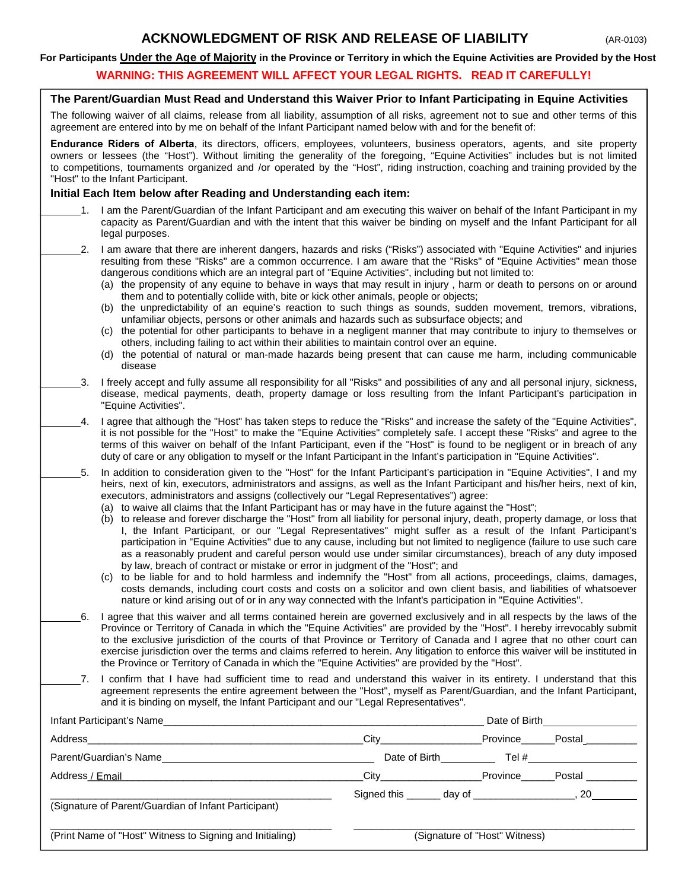## ACKNOWLEDGMENT OF RISK AND RELEASE OF LIABILITY

(AR-0103)

**For Participants Under the Age of Majority in the Province or Territory in which the Equine Activities are Provided by the Host**

**WARNING: THIS AGREEMENT WILL AFFECT YOUR LEGAL RIGHTS. READ IT CAREFULLY!**

### The Parent/Guardian Must Read and Understand this Waiver Prior to Infant Participating in Equine Activities

The following waiver of all claims, release from all liability, assumption of all risks, agreement not to sue and other terms of this agreement are entered into by me on behalf of the Infant Participant named below with and for the benefit of:

**Endurance Riders of Alberta**, its directors, officers, employees, volunteers, business operators, agents, and site property owners or lessees (the "Host"). Without limiting the generality of the foregoing, "Equine Activities" includes but is not limited to competitions, tournaments organized and /or operated by the "Host", riding instruction, coaching and training provided by the "Host" to the Infant Participant.

**Initial Each Item below after Reading and Understanding each item:**

_______1. I am the Parent/Guardian of the Infant Participant and am executing this waiver on behalf of the Infant Participant in my capacity as Parent/Guardian and with the intent that this waiver be binding on myself and the Infant Participant for all legal purposes.

_______2. I am aware that there are inherent dangers, hazards and risks ("Risks") associated with "Equine Activities" and injuries resulting from these "Risks" are a common occurrence. I am aware that the "Risks" of "Equine Activities" mean those dangerous conditions which are an integral part of "Equine Activities", including but not limited to:
(a) the propensity of any equine to behave in ways that may result in injury , harm or death to persons on or around them and to potentially collide with, bite or kick other animals, people or objects;
(b) the unpredictability of an equine's reaction to such things as sounds, sudden movement, tremors, vibrations, unfamiliar objects, persons or other animals and hazards such as subsurface objects; and
(c) the potential for other participants to behave in a negligent manner that may contribute to injury to themselves or others, including failing to act within their abilities to maintain control over an equine.
(d) the potential of natural or man-made hazards being present that can cause me harm, including communicable disease

_______3. I freely accept and fully assume all responsibility for all "Risks" and possibilities of any and all personal injury, sickness, disease, medical payments, death, property damage or loss resulting from the Infant Participant's participation in "Equine Activities".

_______4. I agree that although the "Host" has taken steps to reduce the "Risks" and increase the safety of the "Equine Activities", it is not possible for the "Host" to make the "Equine Activities" completely safe. I accept these "Risks" and agree to the terms of this waiver on behalf of the Infant Participant, even if the "Host" is found to be negligent or in breach of any duty of care or any obligation to myself or the Infant Participant in the Infant's participation in "Equine Activities".

_______5. In addition to consideration given to the "Host" for the Infant Participant's participation in "Equine Activities", I and my heirs, next of kin, executors, administrators and assigns, as well as the Infant Participant and his/her heirs, next of kin, executors, administrators and assigns (collectively our "Legal Representatives") agree:
(a) to waive all claims that the Infant Participant has or may have in the future against the "Host";
(b) to release and forever discharge the "Host" from all liability for personal injury, death, property damage, or loss that I, the Infant Participant, or our "Legal Representatives" might suffer as a result of the Infant Participant's participation in "Equine Activities" due to any cause, including but not limited to negligence (failure to use such care as a reasonably prudent and careful person would use under similar circumstances), breach of any duty imposed by law, breach of contract or mistake or error in judgment of the "Host"; and
(c) to be liable for and to hold harmless and indemnify the "Host" from all actions, proceedings, claims, damages, costs demands, including court costs and costs on a solicitor and own client basis, and liabilities of whatsoever nature or kind arising out of or in any way connected with the Infant's participation in "Equine Activities".

_______6. I agree that this waiver and all terms contained herein are governed exclusively and in all respects by the laws of the Province or Territory of Canada in which the "Equine Activities" are provided by the "Host". I hereby irrevocably submit to the exclusive jurisdiction of the courts of that Province or Territory of Canada and I agree that no other court can exercise jurisdiction over the terms and claims referred to herein. Any litigation to enforce this waiver will be instituted in the Province or Territory of Canada in which the "Equine Activities" are provided by the "Host".

_______7. I confirm that I have had sufficient time to read and understand this waiver in its entirety. I understand that this agreement represents the entire agreement between the "Host", myself as Parent/Guardian, and the Infant Participant, and it is binding on myself, the Infant Participant and our "Legal Representatives".

Infant Participant's Name________________________________________ Date of Birth______________

Address________________________________ City______________ Province______ Postal_________

Parent/Guardian's Name____________________________ Date of Birth__________ Tel #________________

Address / Email_____________________________ City______________ Province______ Postal_________

__________________________________________ Signed this ______ day of ________________, 20________
(Signature of Parent/Guardian of Infant Participant)

__________________________________________ __________________________________________
(Print Name of "Host" Witness to Signing and Initialing) (Signature of "Host" Witness)